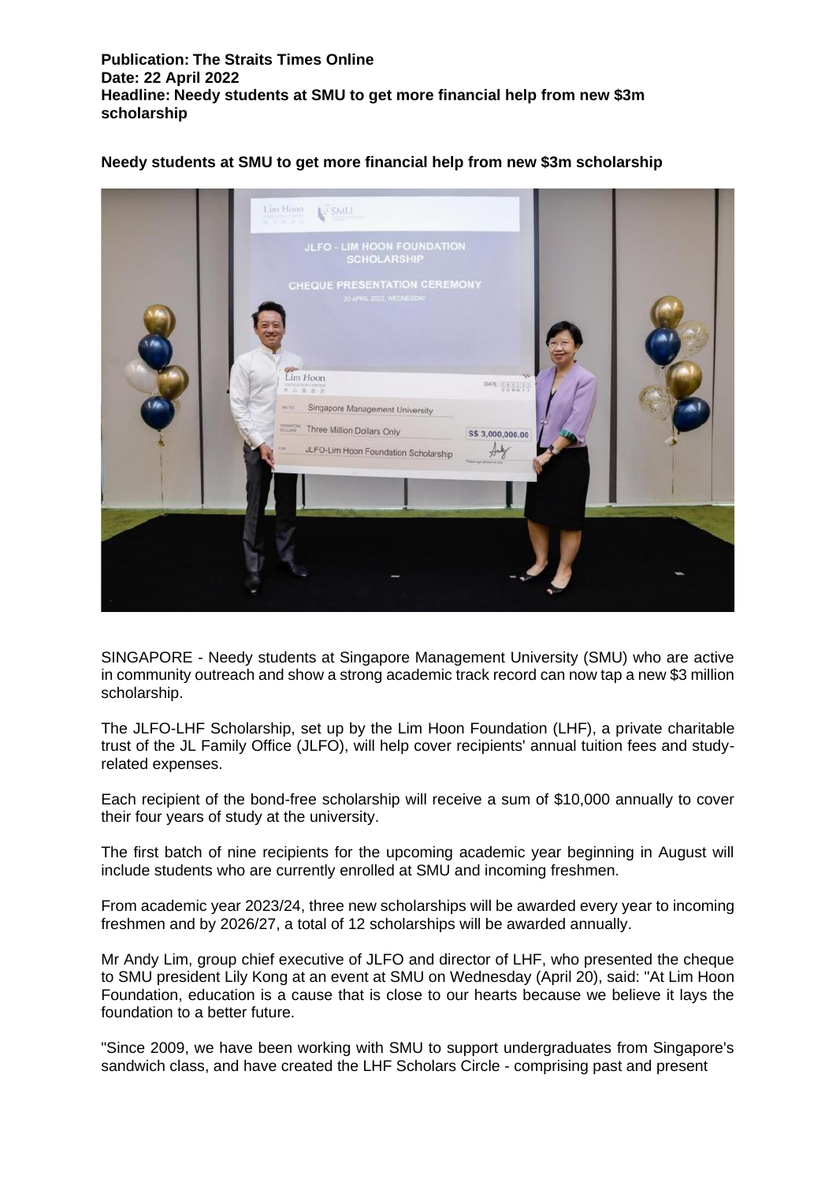**Publication: The Straits Times Online**
**Date: 22 April 2022**
**Headline: Needy students at SMU to get more financial help from new $3m scholarship**

**Needy students at SMU to get more financial help from new $3m scholarship**

SINGAPORE - Needy students at Singapore Management University (SMU) who are active in community outreach and show a strong academic track record can now tap a new $3 million scholarship.

The JLFO-LHF Scholarship, set up by the Lim Hoon Foundation (LHF), a private charitable trust of the JL Family Office (JLFO), will help cover recipients' annual tuition fees and study-related expenses.

Each recipient of the bond-free scholarship will receive a sum of $10,000 annually to cover their four years of study at the university.

The first batch of nine recipients for the upcoming academic year beginning in August will include students who are currently enrolled at SMU and incoming freshmen.

From academic year 2023/24, three new scholarships will be awarded every year to incoming freshmen and by 2026/27, a total of 12 scholarships will be awarded annually.

Mr Andy Lim, group chief executive of JLFO and director of LHF, who presented the cheque to SMU president Lily Kong at an event at SMU on Wednesday (April 20), said: "At Lim Hoon Foundation, education is a cause that is close to our hearts because we believe it lays the foundation to a better future.

"Since 2009, we have been working with SMU to support undergraduates from Singapore's sandwich class, and have created the LHF Scholars Circle - comprising past and present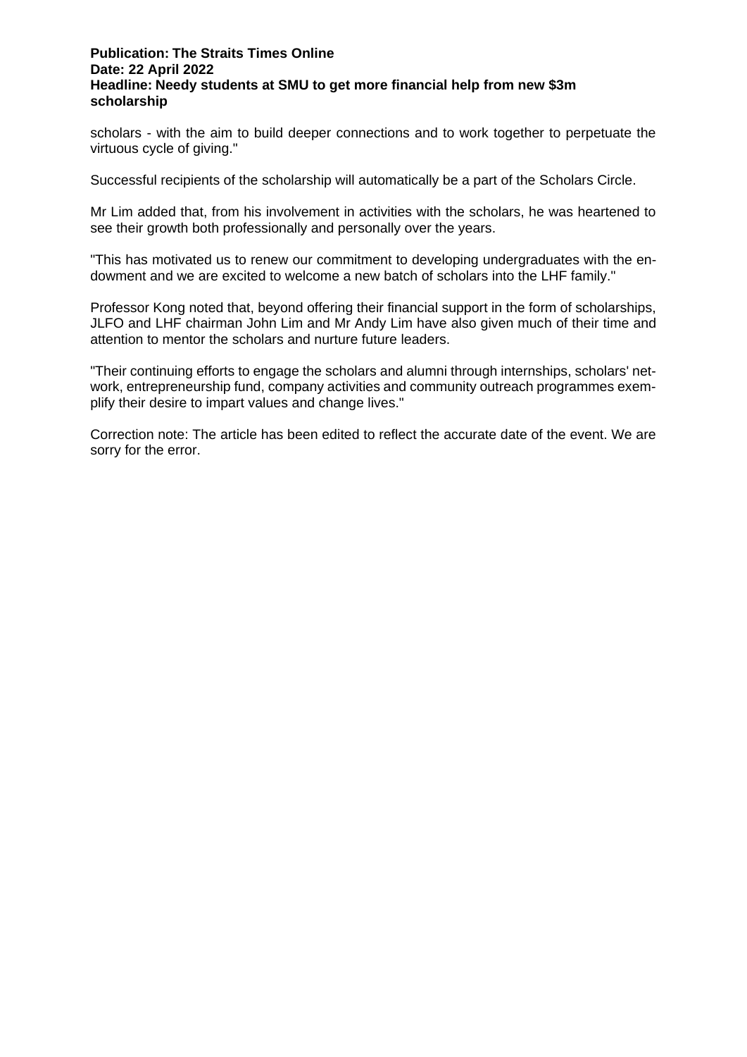scholars - with the aim to build deeper connections and to work together to perpetuate the virtuous cycle of giving."

Successful recipients of the scholarship will automatically be a part of the Scholars Circle.

Mr Lim added that, from his involvement in activities with the scholars, he was heartened to see their growth both professionally and personally over the years.

"This has motivated us to renew our commitment to developing undergraduates with the endowment and we are excited to welcome a new batch of scholars into the LHF family."

Professor Kong noted that, beyond offering their financial support in the form of scholarships, JLFO and LHF chairman John Lim and Mr Andy Lim have also given much of their time and attention to mentor the scholars and nurture future leaders.

"Their continuing efforts to engage the scholars and alumni through internships, scholars' network, entrepreneurship fund, company activities and community outreach programmes exemplify their desire to impart values and change lives."

Correction note: The article has been edited to reflect the accurate date of the event. We are sorry for the error.